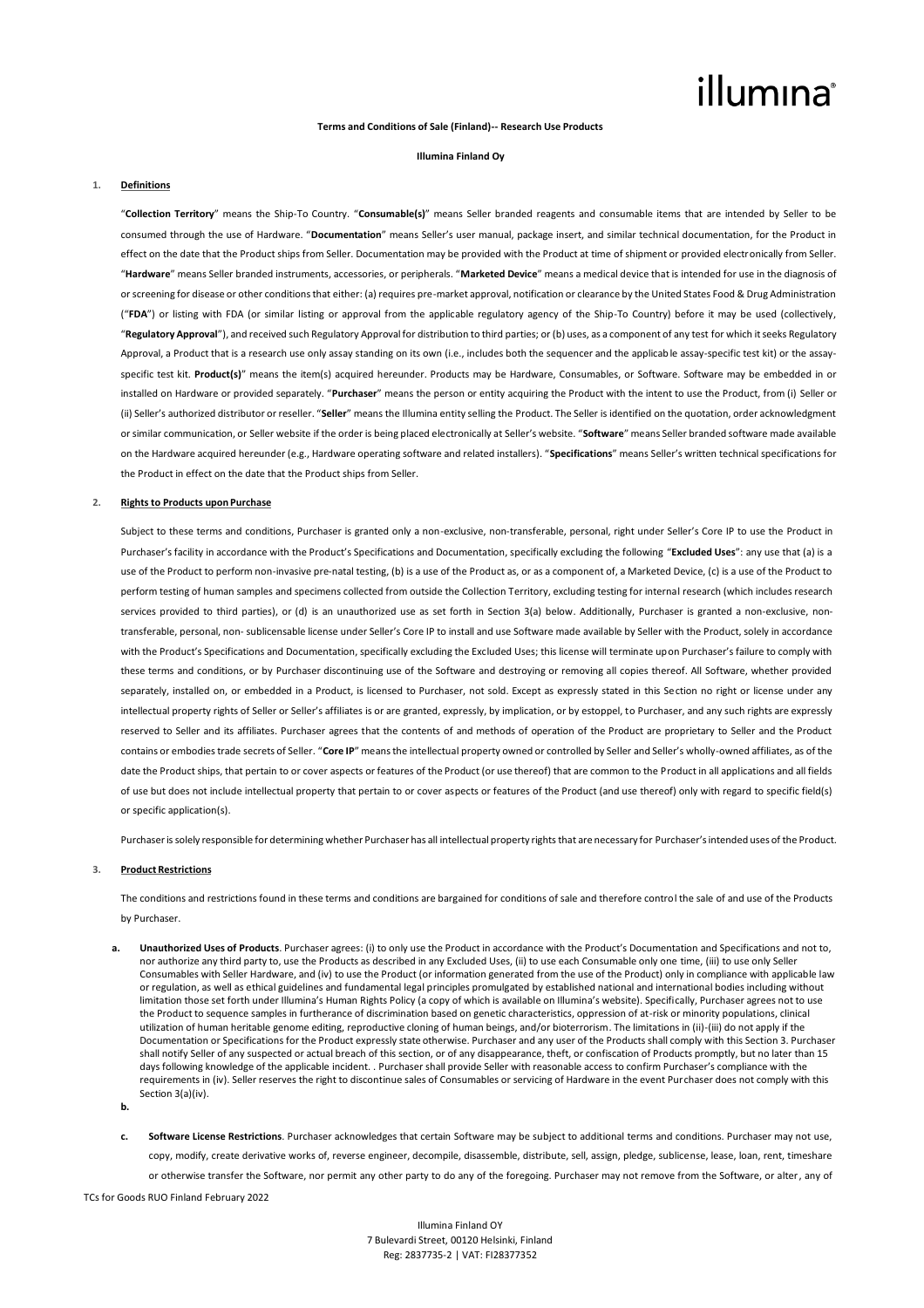**Terms and Conditions of Sale (Finland)-- Research Use Products**

**Illumina Finland Oy**

## 1. Definitions

"**Collection Territory**" means the Ship-To Country. "**Consumable(s)**" means Seller branded reagents and consumable items that are intended by Seller to be consumed through the use of Hardware. "**Documentation**" means Seller's user manual, package insert, and similar technical documentation, for the Product in effect on the date that the Product ships from Seller. Documentation may be provided with the Product at time of shipment or provided electronically from Seller. "**Hardware**" means Seller branded instruments, accessories, or peripherals. "**Marketed Device**" means a medical device that is intended for use in the diagnosis of or screening for disease or other conditions that either: (a) requires pre-market approval, notification or clearance by the United States Food & Drug Administration ("**FDA**") or listing with FDA (or similar listing or approval from the applicable regulatory agency of the Ship-To Country) before it may be used (collectively, "**Regulatory Approval**"), and received such Regulatory Approval for distribution to third parties; or (b) uses, as a component of any test for which it seeks Regulatory Approval, a Product that is a research use only assay standing on its own (i.e., includes both the sequencer and the applicable assay-specific test kit) or the assay-specific test kit. **Product(s)**" means the item(s) acquired hereunder. Products may be Hardware, Consumables, or Software. Software may be embedded in or installed on Hardware or provided separately. "**Purchaser**" means the person or entity acquiring the Product with the intent to use the Product, from (i) Seller or (ii) Seller's authorized distributor or reseller. "**Seller**" means the Illumina entity selling the Product. The Seller is identified on the quotation, order acknowledgment or similar communication, or Seller website if the order is being placed electronically at Seller's website. "**Software**" means Seller branded software made available on the Hardware acquired hereunder (e.g., Hardware operating software and related installers). "**Specifications**" means Seller's written technical specifications for the Product in effect on the date that the Product ships from Seller.

## 2. Rights to Products upon Purchase

Subject to these terms and conditions, Purchaser is granted only a non-exclusive, non-transferable, personal, right under Seller's Core IP to use the Product in Purchaser's facility in accordance with the Product's Specifications and Documentation, specifically excluding the following "**Excluded Uses**": any use that (a) is a use of the Product to perform non-invasive pre-natal testing, (b) is a use of the Product as, or as a component of, a Marketed Device, (c) is a use of the Product to perform testing of human samples and specimens collected from outside the Collection Territory, excluding testing for internal research (which includes research services provided to third parties), or (d) is an unauthorized use as set forth in Section 3(a) below. Additionally, Purchaser is granted a non-exclusive, non-transferable, personal, non- sublicensable license under Seller's Core IP to install and use Software made available by Seller with the Product, solely in accordance with the Product's Specifications and Documentation, specifically excluding the Excluded Uses; this license will terminate upon Purchaser's failure to comply with these terms and conditions, or by Purchaser discontinuing use of the Software and destroying or removing all copies thereof. All Software, whether provided separately, installed on, or embedded in a Product, is licensed to Purchaser, not sold. Except as expressly stated in this Section no right or license under any intellectual property rights of Seller or Seller's affiliates is or are granted, expressly, by implication, or by estoppel, to Purchaser, and any such rights are expressly reserved to Seller and its affiliates. Purchaser agrees that the contents of and methods of operation of the Product are proprietary to Seller and the Product contains or embodies trade secrets of Seller. "**Core IP**" means the intellectual property owned or controlled by Seller and Seller's wholly-owned affiliates, as of the date the Product ships, that pertain to or cover aspects or features of the Product (or use thereof) that are common to the Product in all applications and all fields of use but does not include intellectual property that pertain to or cover aspects or features of the Product (and use thereof) only with regard to specific field(s) or specific application(s).

Purchaser is solely responsible for determining whether Purchaser has all intellectual property rights that are necessary for Purchaser's intended uses of the Product.

## 3. Product Restrictions

The conditions and restrictions found in these terms and conditions are bargained for conditions of sale and therefore control the sale of and use of the Products by Purchaser.

a. **Unauthorized Uses of Products**. Purchaser agrees: (i) to only use the Product in accordance with the Product's Documentation and Specifications and not to, nor authorize any third party to, use the Products as described in any Excluded Uses, (ii) to use each Consumable only one time, (iii) to use only Seller Consumables with Seller Hardware, and (iv) to use the Product (or information generated from the use of the Product) only in compliance with applicable law or regulation, as well as ethical guidelines and fundamental legal principles promulgated by established national and international bodies including without limitation those set forth under Illumina's Human Rights Policy (a copy of which is available on Illumina's website). Specifically, Purchaser agrees not to use the Product to sequence samples in furtherance of discrimination based on genetic characteristics, oppression of at-risk or minority populations, clinical utilization of human heritable genome editing, reproductive cloning of human beings, and/or bioterrorism. The limitations in (ii)-(iii) do not apply if the Documentation or Specifications for the Product expressly state otherwise. Purchaser and any user of the Products shall comply with this Section 3. Purchaser shall notify Seller of any suspected or actual breach of this section, or of any disappearance, theft, or confiscation of Products promptly, but no later than 15 days following knowledge of the applicable incident. . Purchaser shall provide Seller with reasonable access to confirm Purchaser's compliance with the requirements in (iv). Seller reserves the right to discontinue sales of Consumables or servicing of Hardware in the event Purchaser does not comply with this Section 3(a)(iv).

b.

c. **Software License Restrictions**. Purchaser acknowledges that certain Software may be subject to additional terms and conditions. Purchaser may not use, copy, modify, create derivative works of, reverse engineer, decompile, disassemble, distribute, sell, assign, pledge, sublicense, lease, loan, rent, timeshare or otherwise transfer the Software, nor permit any other party to do any of the foregoing. Purchaser may not remove from the Software, or alter, any of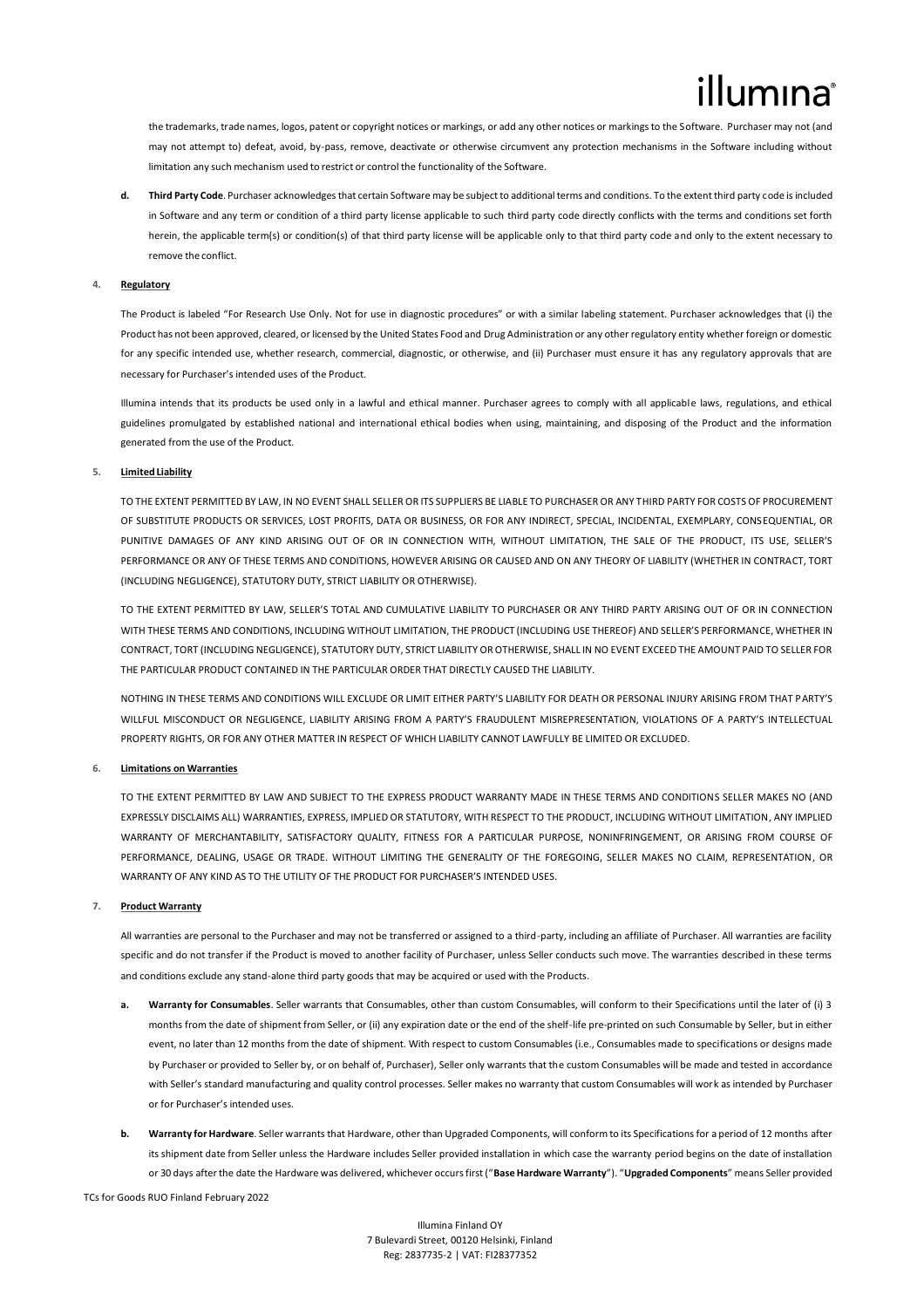the trademarks, trade names, logos, patent or copyright notices or markings, or add any other notices or markings to the Software. Purchaser may not (and may not attempt to) defeat, avoid, by-pass, remove, deactivate or otherwise circumvent any protection mechanisms in the Software including without limitation any such mechanism used to restrict or control the functionality of the Software.

**d. Third Party Code**. Purchaser acknowledges that certain Software may be subject to additional terms and conditions. To the extent third party code is included in Software and any term or condition of a third party license applicable to such third party code directly conflicts with the terms and conditions set forth herein, the applicable term(s) or condition(s) of that third party license will be applicable only to that third party code and only to the extent necessary to remove the conflict.

**4. Regulatory**

The Product is labeled "For Research Use Only. Not for use in diagnostic procedures" or with a similar labeling statement. Purchaser acknowledges that (i) the Product has not been approved, cleared, or licensed by the United States Food and Drug Administration or any other regulatory entity whether foreign or domestic for any specific intended use, whether research, commercial, diagnostic, or otherwise, and (ii) Purchaser must ensure it has any regulatory approvals that are necessary for Purchaser's intended uses of the Product.

Illumina intends that its products be used only in a lawful and ethical manner. Purchaser agrees to comply with all applicable laws, regulations, and ethical guidelines promulgated by established national and international ethical bodies when using, maintaining, and disposing of the Product and the information generated from the use of the Product.

**5. Limited Liability**

TO THE EXTENT PERMITTED BY LAW, IN NO EVENT SHALL SELLER OR ITS SUPPLIERS BE LIABLE TO PURCHASER OR ANY THIRD PARTY FOR COSTS OF PROCUREMENT OF SUBSTITUTE PRODUCTS OR SERVICES, LOST PROFITS, DATA OR BUSINESS, OR FOR ANY INDIRECT, SPECIAL, INCIDENTAL, EXEMPLARY, CONSEQUENTIAL, OR PUNITIVE DAMAGES OF ANY KIND ARISING OUT OF OR IN CONNECTION WITH, WITHOUT LIMITATION, THE SALE OF THE PRODUCT, ITS USE, SELLER'S PERFORMANCE OR ANY OF THESE TERMS AND CONDITIONS, HOWEVER ARISING OR CAUSED AND ON ANY THEORY OF LIABILITY (WHETHER IN CONTRACT, TORT (INCLUDING NEGLIGENCE), STATUTORY DUTY, STRICT LIABILITY OR OTHERWISE).

TO THE EXTENT PERMITTED BY LAW, SELLER'S TOTAL AND CUMULATIVE LIABILITY TO PURCHASER OR ANY THIRD PARTY ARISING OUT OF OR IN CONNECTION WITH THESE TERMS AND CONDITIONS, INCLUDING WITHOUT LIMITATION, THE PRODUCT (INCLUDING USE THEREOF) AND SELLER'S PERFORMANCE, WHETHER IN CONTRACT, TORT (INCLUDING NEGLIGENCE), STATUTORY DUTY, STRICT LIABILITY OR OTHERWISE, SHALL IN NO EVENT EXCEED THE AMOUNT PAID TO SELLER FOR THE PARTICULAR PRODUCT CONTAINED IN THE PARTICULAR ORDER THAT DIRECTLY CAUSED THE LIABILITY.

NOTHING IN THESE TERMS AND CONDITIONS WILL EXCLUDE OR LIMIT EITHER PARTY'S LIABILITY FOR DEATH OR PERSONAL INJURY ARISING FROM THAT PARTY'S WILLFUL MISCONDUCT OR NEGLIGENCE, LIABILITY ARISING FROM A PARTY'S FRAUDULENT MISREPRESENTATION, VIOLATIONS OF A PARTY'S INTELLECTUAL PROPERTY RIGHTS, OR FOR ANY OTHER MATTER IN RESPECT OF WHICH LIABILITY CANNOT LAWFULLY BE LIMITED OR EXCLUDED.

**6. Limitations on Warranties**

TO THE EXTENT PERMITTED BY LAW AND SUBJECT TO THE EXPRESS PRODUCT WARRANTY MADE IN THESE TERMS AND CONDITIONS SELLER MAKES NO (AND EXPRESSLY DISCLAIMS ALL) WARRANTIES, EXPRESS, IMPLIED OR STATUTORY, WITH RESPECT TO THE PRODUCT, INCLUDING WITHOUT LIMITATION, ANY IMPLIED WARRANTY OF MERCHANTABILITY, SATISFACTORY QUALITY, FITNESS FOR A PARTICULAR PURPOSE, NONINFRINGEMENT, OR ARISING FROM COURSE OF PERFORMANCE, DEALING, USAGE OR TRADE. WITHOUT LIMITING THE GENERALITY OF THE FOREGOING, SELLER MAKES NO CLAIM, REPRESENTATION, OR WARRANTY OF ANY KIND AS TO THE UTILITY OF THE PRODUCT FOR PURCHASER'S INTENDED USES.

**7. Product Warranty**

All warranties are personal to the Purchaser and may not be transferred or assigned to a third-party, including an affiliate of Purchaser. All warranties are facility specific and do not transfer if the Product is moved to another facility of Purchaser, unless Seller conducts such move. The warranties described in these terms and conditions exclude any stand-alone third party goods that may be acquired or used with the Products.

**a. Warranty for Consumables**. Seller warrants that Consumables, other than custom Consumables, will conform to their Specifications until the later of (i) 3 months from the date of shipment from Seller, or (ii) any expiration date or the end of the shelf-life pre-printed on such Consumable by Seller, but in either event, no later than 12 months from the date of shipment. With respect to custom Consumables (i.e., Consumables made to specifications or designs made by Purchaser or provided to Seller by, or on behalf of, Purchaser), Seller only warrants that the custom Consumables will be made and tested in accordance with Seller's standard manufacturing and quality control processes. Seller makes no warranty that custom Consumables will work as intended by Purchaser or for Purchaser's intended uses.

**b. Warranty for Hardware**. Seller warrants that Hardware, other than Upgraded Components, will conform to its Specifications for a period of 12 months after its shipment date from Seller unless the Hardware includes Seller provided installation in which case the warranty period begins on the date of installation or 30 days after the date the Hardware was delivered, whichever occurs first ("**Base Hardware Warranty**"). "**Upgraded Components**" means Seller provided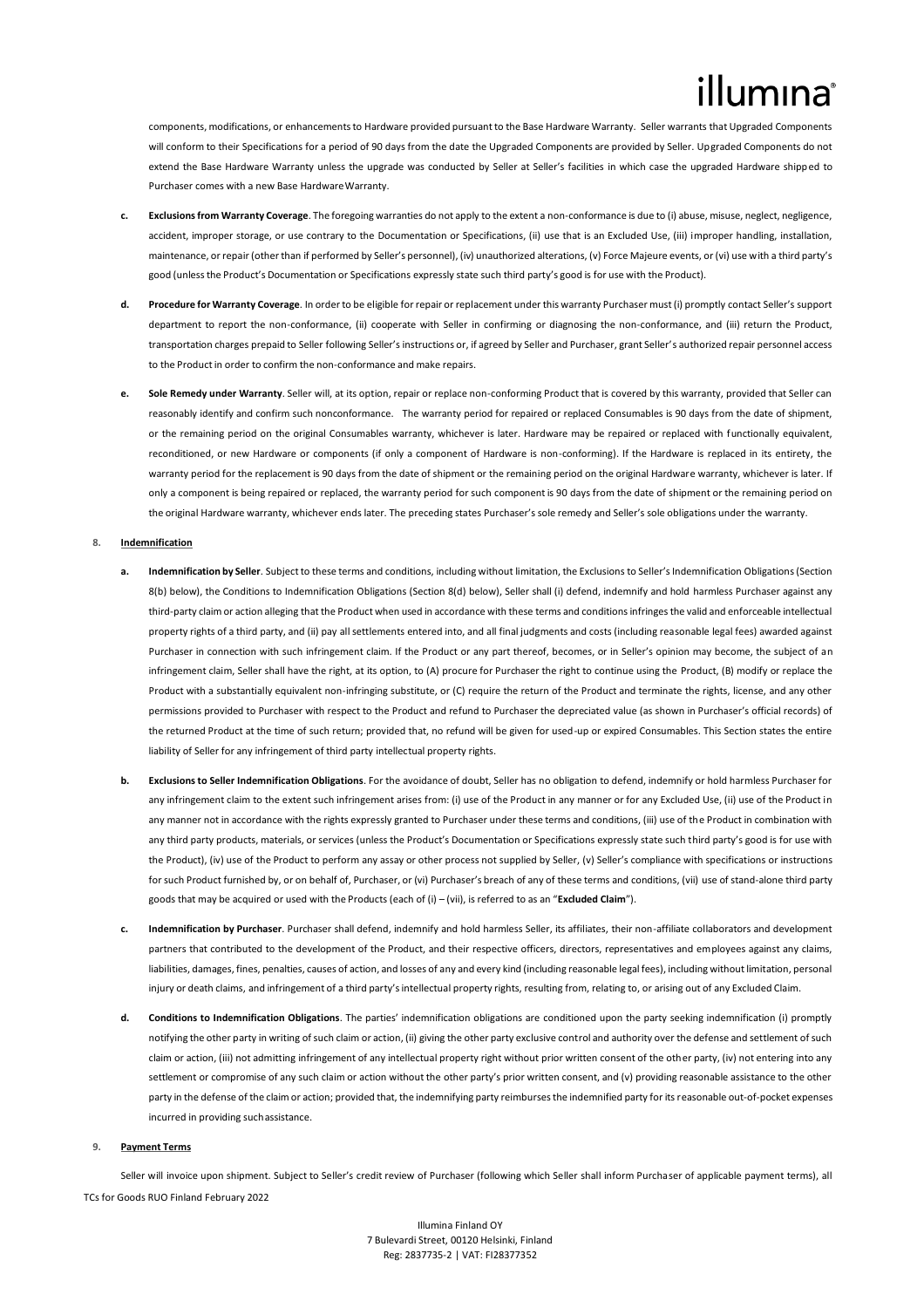components, modifications, or enhancements to Hardware provided pursuant to the Base Hardware Warranty. Seller warrants that Upgraded Components will conform to their Specifications for a period of 90 days from the date the Upgraded Components are provided by Seller. Upgraded Components do not extend the Base Hardware Warranty unless the upgrade was conducted by Seller at Seller's facilities in which case the upgraded Hardware shipped to Purchaser comes with a new Base Hardware Warranty.

c. **Exclusions from Warranty Coverage**. The foregoing warranties do not apply to the extent a non-conformance is due to (i) abuse, misuse, neglect, negligence, accident, improper storage, or use contrary to the Documentation or Specifications, (ii) use that is an Excluded Use, (iii) improper handling, installation, maintenance, or repair (other than if performed by Seller's personnel), (iv) unauthorized alterations, (v) Force Majeure events, or (vi) use with a third party's good (unless the Product's Documentation or Specifications expressly state such third party's good is for use with the Product).

d. **Procedure for Warranty Coverage**. In order to be eligible for repair or replacement under this warranty Purchaser must (i) promptly contact Seller's support department to report the non-conformance, (ii) cooperate with Seller in confirming or diagnosing the non-conformance, and (iii) return the Product, transportation charges prepaid to Seller following Seller's instructions or, if agreed by Seller and Purchaser, grant Seller's authorized repair personnel access to the Product in order to confirm the non-conformance and make repairs.

e. **Sole Remedy under Warranty**. Seller will, at its option, repair or replace non-conforming Product that is covered by this warranty, provided that Seller can reasonably identify and confirm such nonconformance. The warranty period for repaired or replaced Consumables is 90 days from the date of shipment, or the remaining period on the original Consumables warranty, whichever is later. Hardware may be repaired or replaced with functionally equivalent, reconditioned, or new Hardware or components (if only a component of Hardware is non-conforming). If the Hardware is replaced in its entirety, the warranty period for the replacement is 90 days from the date of shipment or the remaining period on the original Hardware warranty, whichever is later. If only a component is being repaired or replaced, the warranty period for such component is 90 days from the date of shipment or the remaining period on the original Hardware warranty, whichever ends later. The preceding states Purchaser's sole remedy and Seller's sole obligations under the warranty.

8. **Indemnification**

a. **Indemnification by Seller**. Subject to these terms and conditions, including without limitation, the Exclusions to Seller's Indemnification Obligations (Section 8(b) below), the Conditions to Indemnification Obligations (Section 8(d) below), Seller shall (i) defend, indemnify and hold harmless Purchaser against any third-party claim or action alleging that the Product when used in accordance with these terms and conditions infringes the valid and enforceable intellectual property rights of a third party, and (ii) pay all settlements entered into, and all final judgments and costs (including reasonable legal fees) awarded against Purchaser in connection with such infringement claim. If the Product or any part thereof, becomes, or in Seller's opinion may become, the subject of an infringement claim, Seller shall have the right, at its option, to (A) procure for Purchaser the right to continue using the Product, (B) modify or replace the Product with a substantially equivalent non-infringing substitute, or (C) require the return of the Product and terminate the rights, license, and any other permissions provided to Purchaser with respect to the Product and refund to Purchaser the depreciated value (as shown in Purchaser's official records) of the returned Product at the time of such return; provided that, no refund will be given for used-up or expired Consumables. This Section states the entire liability of Seller for any infringement of third party intellectual property rights.

b. **Exclusions to Seller Indemnification Obligations**. For the avoidance of doubt, Seller has no obligation to defend, indemnify or hold harmless Purchaser for any infringement claim to the extent such infringement arises from: (i) use of the Product in any manner or for any Excluded Use, (ii) use of the Product in any manner not in accordance with the rights expressly granted to Purchaser under these terms and conditions, (iii) use of the Product in combination with any third party products, materials, or services (unless the Product's Documentation or Specifications expressly state such third party's good is for use with the Product), (iv) use of the Product to perform any assay or other process not supplied by Seller, (v) Seller's compliance with specifications or instructions for such Product furnished by, or on behalf of, Purchaser, or (vi) Purchaser's breach of any of these terms and conditions, (vii) use of stand-alone third party goods that may be acquired or used with the Products (each of (i) – (vii), is referred to as an "**Excluded Claim**").

c. **Indemnification by Purchaser**. Purchaser shall defend, indemnify and hold harmless Seller, its affiliates, their non-affiliate collaborators and development partners that contributed to the development of the Product, and their respective officers, directors, representatives and employees against any claims, liabilities, damages, fines, penalties, causes of action, and losses of any and every kind (including reasonable legal fees), including without limitation, personal injury or death claims, and infringement of a third party's intellectual property rights, resulting from, relating to, or arising out of any Excluded Claim.

d. **Conditions to Indemnification Obligations**. The parties' indemnification obligations are conditioned upon the party seeking indemnification (i) promptly notifying the other party in writing of such claim or action, (ii) giving the other party exclusive control and authority over the defense and settlement of such claim or action, (iii) not admitting infringement of any intellectual property right without prior written consent of the other party, (iv) not entering into any settlement or compromise of any such claim or action without the other party's prior written consent, and (v) providing reasonable assistance to the other party in the defense of the claim or action; provided that, the indemnifying party reimburses the indemnified party for its reasonable out-of-pocket expenses incurred in providing such assistance.

9. **Payment Terms**

Seller will invoice upon shipment. Subject to Seller's credit review of Purchaser (following which Seller shall inform Purchaser of applicable payment terms), all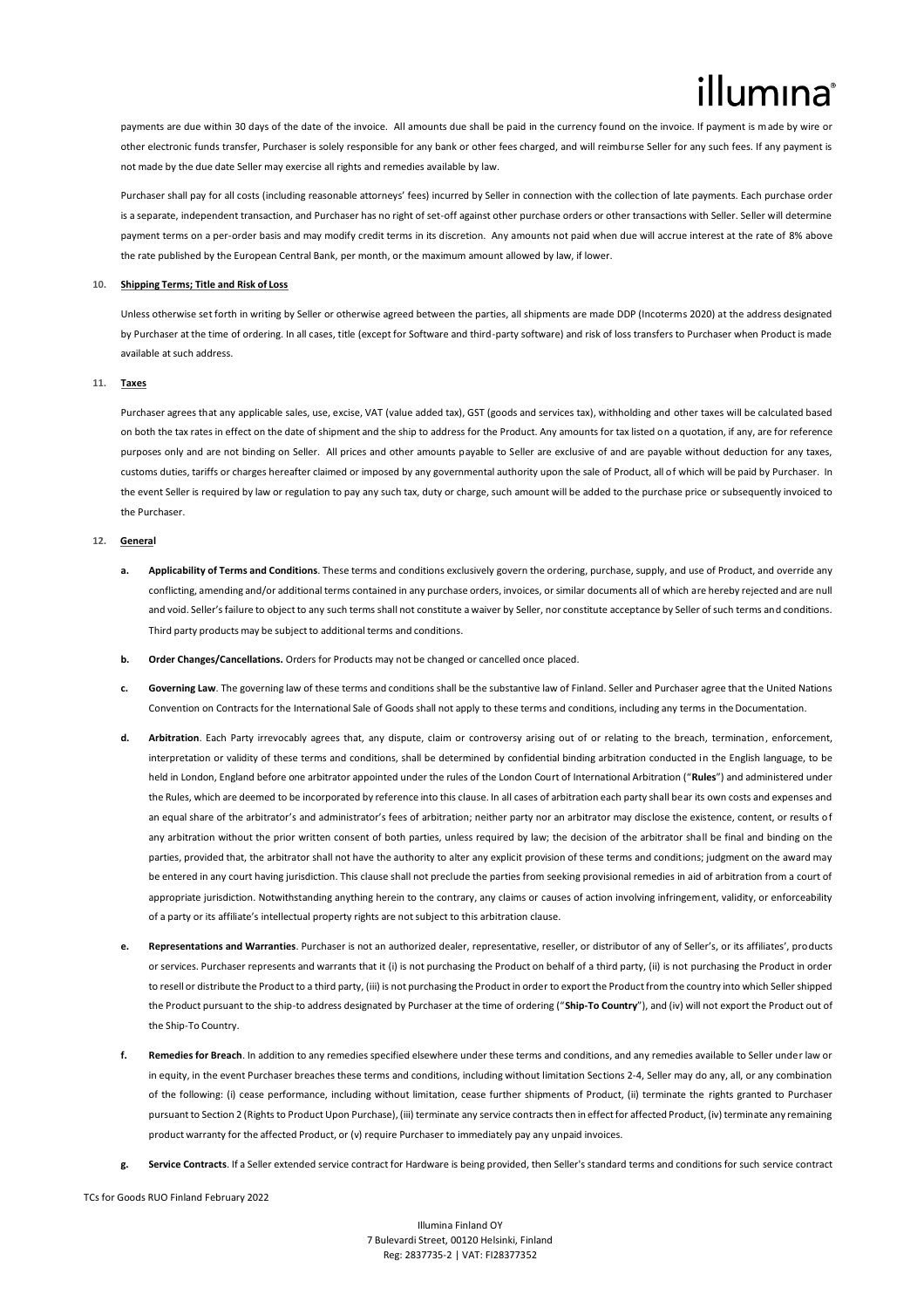payments are due within 30 days of the date of the invoice. All amounts due shall be paid in the currency found on the invoice. If payment is made by wire or other electronic funds transfer, Purchaser is solely responsible for any bank or other fees charged, and will reimburse Seller for any such fees. If any payment is not made by the due date Seller may exercise all rights and remedies available by law.

Purchaser shall pay for all costs (including reasonable attorneys' fees) incurred by Seller in connection with the collection of late payments. Each purchase order is a separate, independent transaction, and Purchaser has no right of set-off against other purchase orders or other transactions with Seller. Seller will determine payment terms on a per-order basis and may modify credit terms in its discretion. Any amounts not paid when due will accrue interest at the rate of 8% above the rate published by the European Central Bank, per month, or the maximum amount allowed by law, if lower.

**10. Shipping Terms; Title and Risk of Loss**

Unless otherwise set forth in writing by Seller or otherwise agreed between the parties, all shipments are made DDP (Incoterms 2020) at the address designated by Purchaser at the time of ordering. In all cases, title (except for Software and third-party software) and risk of loss transfers to Purchaser when Product is made available at such address.

**11. Taxes**

Purchaser agrees that any applicable sales, use, excise, VAT (value added tax), GST (goods and services tax), withholding and other taxes will be calculated based on both the tax rates in effect on the date of shipment and the ship to address for the Product. Any amounts for tax listed on a quotation, if any, are for reference purposes only and are not binding on Seller. All prices and other amounts payable to Seller are exclusive of and are payable without deduction for any taxes, customs duties, tariffs or charges hereafter claimed or imposed by any governmental authority upon the sale of Product, all of which will be paid by Purchaser. In the event Seller is required by law or regulation to pay any such tax, duty or charge, such amount will be added to the purchase price or subsequently invoiced to the Purchaser.

**12. General**

**a. Applicability of Terms and Conditions**. These terms and conditions exclusively govern the ordering, purchase, supply, and use of Product, and override any conflicting, amending and/or additional terms contained in any purchase orders, invoices, or similar documents all of which are hereby rejected and are null and void. Seller's failure to object to any such terms shall not constitute a waiver by Seller, nor constitute acceptance by Seller of such terms and conditions. Third party products may be subject to additional terms and conditions.

**b. Order Changes/Cancellations.** Orders for Products may not be changed or cancelled once placed.

**c. Governing Law**. The governing law of these terms and conditions shall be the substantive law of Finland. Seller and Purchaser agree that the United Nations Convention on Contracts for the International Sale of Goods shall not apply to these terms and conditions, including any terms in the Documentation.

**d. Arbitration**. Each Party irrevocably agrees that, any dispute, claim or controversy arising out of or relating to the breach, termination, enforcement, interpretation or validity of these terms and conditions, shall be determined by confidential binding arbitration conducted in the English language, to be held in London, England before one arbitrator appointed under the rules of the London Court of International Arbitration ("**Rules**") and administered under the Rules, which are deemed to be incorporated by reference into this clause. In all cases of arbitration each party shall bear its own costs and expenses and an equal share of the arbitrator's and administrator's fees of arbitration; neither party nor an arbitrator may disclose the existence, content, or results of any arbitration without the prior written consent of both parties, unless required by law; the decision of the arbitrator shall be final and binding on the parties, provided that, the arbitrator shall not have the authority to alter any explicit provision of these terms and conditions; judgment on the award may be entered in any court having jurisdiction. This clause shall not preclude the parties from seeking provisional remedies in aid of arbitration from a court of appropriate jurisdiction. Notwithstanding anything herein to the contrary, any claims or causes of action involving infringement, validity, or enforceability of a party or its affiliate's intellectual property rights are not subject to this arbitration clause.

**e. Representations and Warranties**. Purchaser is not an authorized dealer, representative, reseller, or distributor of any of Seller's, or its affiliates', products or services. Purchaser represents and warrants that it (i) is not purchasing the Product on behalf of a third party, (ii) is not purchasing the Product in order to resell or distribute the Product to a third party, (iii) is not purchasing the Product in order to export the Product from the country into which Seller shipped the Product pursuant to the ship-to address designated by Purchaser at the time of ordering ("**Ship-To Country**"), and (iv) will not export the Product out of the Ship-To Country.

**f. Remedies for Breach**. In addition to any remedies specified elsewhere under these terms and conditions, and any remedies available to Seller under law or in equity, in the event Purchaser breaches these terms and conditions, including without limitation Sections 2-4, Seller may do any, all, or any combination of the following: (i) cease performance, including without limitation, cease further shipments of Product, (ii) terminate the rights granted to Purchaser pursuant to Section 2 (Rights to Product Upon Purchase), (iii) terminate any service contracts then in effect for affected Product, (iv) terminate any remaining product warranty for the affected Product, or (v) require Purchaser to immediately pay any unpaid invoices.

**g. Service Contracts**. If a Seller extended service contract for Hardware is being provided, then Seller's standard terms and conditions for such service contract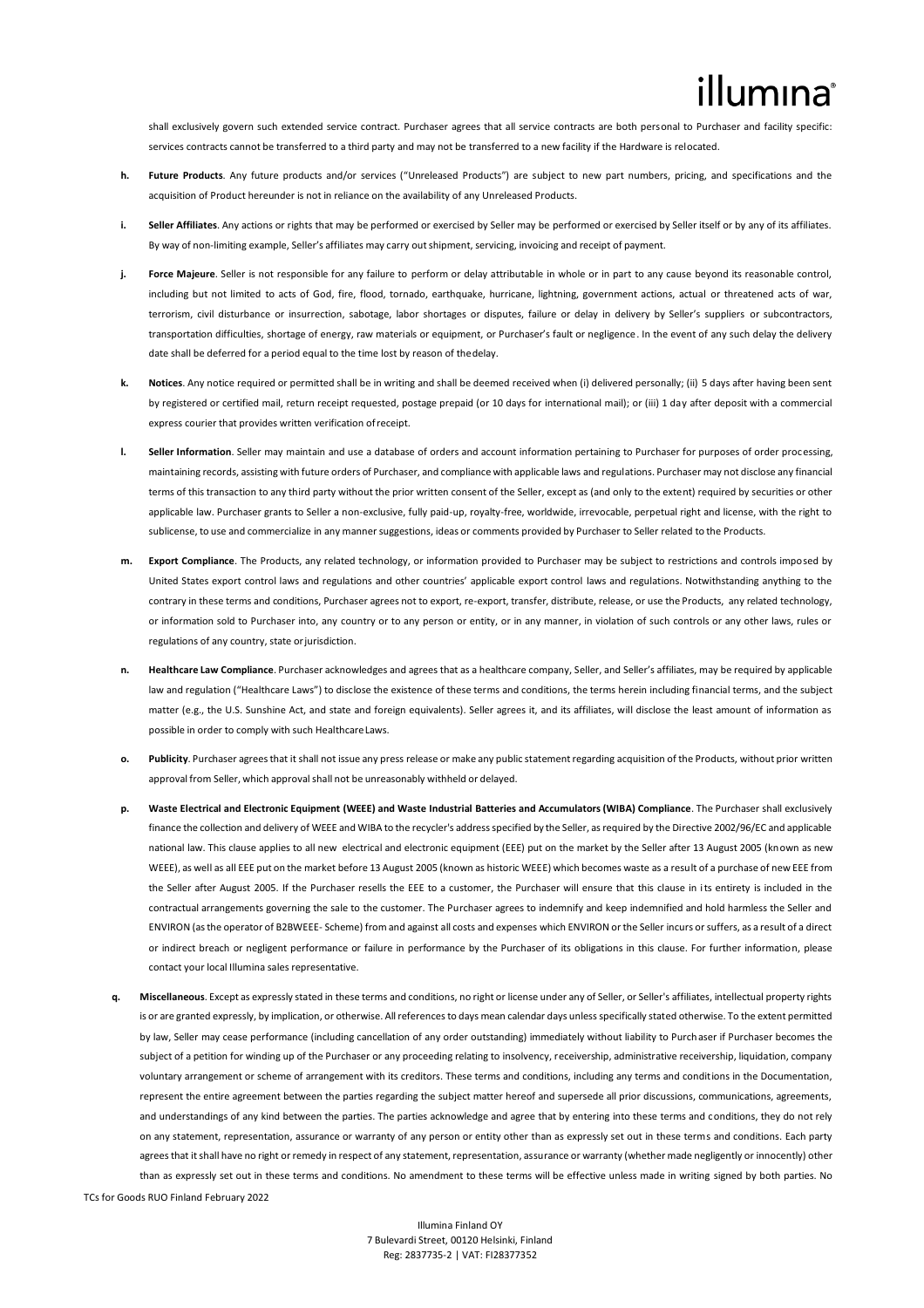shall exclusively govern such extended service contract. Purchaser agrees that all service contracts are both personal to Purchaser and facility specific: services contracts cannot be transferred to a third party and may not be transferred to a new facility if the Hardware is relocated.

h. **Future Products**. Any future products and/or services ("Unreleased Products") are subject to new part numbers, pricing, and specifications and the acquisition of Product hereunder is not in reliance on the availability of any Unreleased Products.

i. **Seller Affiliates**. Any actions or rights that may be performed or exercised by Seller may be performed or exercised by Seller itself or by any of its affiliates. By way of non-limiting example, Seller's affiliates may carry out shipment, servicing, invoicing and receipt of payment.

j. **Force Majeure**. Seller is not responsible for any failure to perform or delay attributable in whole or in part to any cause beyond its reasonable control, including but not limited to acts of God, fire, flood, tornado, earthquake, hurricane, lightning, government actions, actual or threatened acts of war, terrorism, civil disturbance or insurrection, sabotage, labor shortages or disputes, failure or delay in delivery by Seller's suppliers or subcontractors, transportation difficulties, shortage of energy, raw materials or equipment, or Purchaser's fault or negligence. In the event of any such delay the delivery date shall be deferred for a period equal to the time lost by reason of the delay.

k. **Notices**. Any notice required or permitted shall be in writing and shall be deemed received when (i) delivered personally; (ii) 5 days after having been sent by registered or certified mail, return receipt requested, postage prepaid (or 10 days for international mail); or (iii) 1 day after deposit with a commercial express courier that provides written verification of receipt.

l. **Seller Information**. Seller may maintain and use a database of orders and account information pertaining to Purchaser for purposes of order processing, maintaining records, assisting with future orders of Purchaser, and compliance with applicable laws and regulations. Purchaser may not disclose any financial terms of this transaction to any third party without the prior written consent of the Seller, except as (and only to the extent) required by securities or other applicable law. Purchaser grants to Seller a non-exclusive, fully paid-up, royalty-free, worldwide, irrevocable, perpetual right and license, with the right to sublicense, to use and commercialize in any manner suggestions, ideas or comments provided by Purchaser to Seller related to the Products.

m. **Export Compliance**. The Products, any related technology, or information provided to Purchaser may be subject to restrictions and controls imposed by United States export control laws and regulations and other countries' applicable export control laws and regulations. Notwithstanding anything to the contrary in these terms and conditions, Purchaser agrees not to export, re-export, transfer, distribute, release, or use the Products, any related technology, or information sold to Purchaser into, any country or to any person or entity, or in any manner, in violation of such controls or any other laws, rules or regulations of any country, state or jurisdiction.

n. **Healthcare Law Compliance**. Purchaser acknowledges and agrees that as a healthcare company, Seller, and Seller's affiliates, may be required by applicable law and regulation ("Healthcare Laws") to disclose the existence of these terms and conditions, the terms herein including financial terms, and the subject matter (e.g., the U.S. Sunshine Act, and state and foreign equivalents). Seller agrees it, and its affiliates, will disclose the least amount of information as possible in order to comply with such Healthcare Laws.

o. **Publicity**. Purchaser agrees that it shall not issue any press release or make any public statement regarding acquisition of the Products, without prior written approval from Seller, which approval shall not be unreasonably withheld or delayed.

p. **Waste Electrical and Electronic Equipment (WEEE) and Waste Industrial Batteries and Accumulators (WIBA) Compliance**. The Purchaser shall exclusively finance the collection and delivery of WEEE and WIBA to the recycler's address specified by the Seller, as required by the Directive 2002/96/EC and applicable national law. This clause applies to all new electrical and electronic equipment (EEE) put on the market by the Seller after 13 August 2005 (known as new WEEE), as well as all EEE put on the market before 13 August 2005 (known as historic WEEE) which becomes waste as a result of a purchase of new EEE from the Seller after August 2005. If the Purchaser resells the EEE to a customer, the Purchaser will ensure that this clause in its entirety is included in the contractual arrangements governing the sale to the customer. The Purchaser agrees to indemnify and keep indemnified and hold harmless the Seller and ENVIRON (as the operator of B2BWEEE- Scheme) from and against all costs and expenses which ENVIRON or the Seller incurs or suffers, as a result of a direct or indirect breach or negligent performance or failure in performance by the Purchaser of its obligations in this clause. For further information, please contact your local Illumina sales representative.

q. **Miscellaneous**. Except as expressly stated in these terms and conditions, no right or license under any of Seller, or Seller's affiliates, intellectual property rights is or are granted expressly, by implication, or otherwise. All references to days mean calendar days unless specifically stated otherwise. To the extent permitted by law, Seller may cease performance (including cancellation of any order outstanding) immediately without liability to Purchaser if Purchaser becomes the subject of a petition for winding up of the Purchaser or any proceeding relating to insolvency, receivership, administrative receivership, liquidation, company voluntary arrangement or scheme of arrangement with its creditors. These terms and conditions, including any terms and conditions in the Documentation, represent the entire agreement between the parties regarding the subject matter hereof and supersede all prior discussions, communications, agreements, and understandings of any kind between the parties. The parties acknowledge and agree that by entering into these terms and conditions, they do not rely on any statement, representation, assurance or warranty of any person or entity other than as expressly set out in these terms and conditions. Each party agrees that it shall have no right or remedy in respect of any statement, representation, assurance or warranty (whether made negligently or innocently) other than as expressly set out in these terms and conditions. No amendment to these terms will be effective unless made in writing signed by both parties. No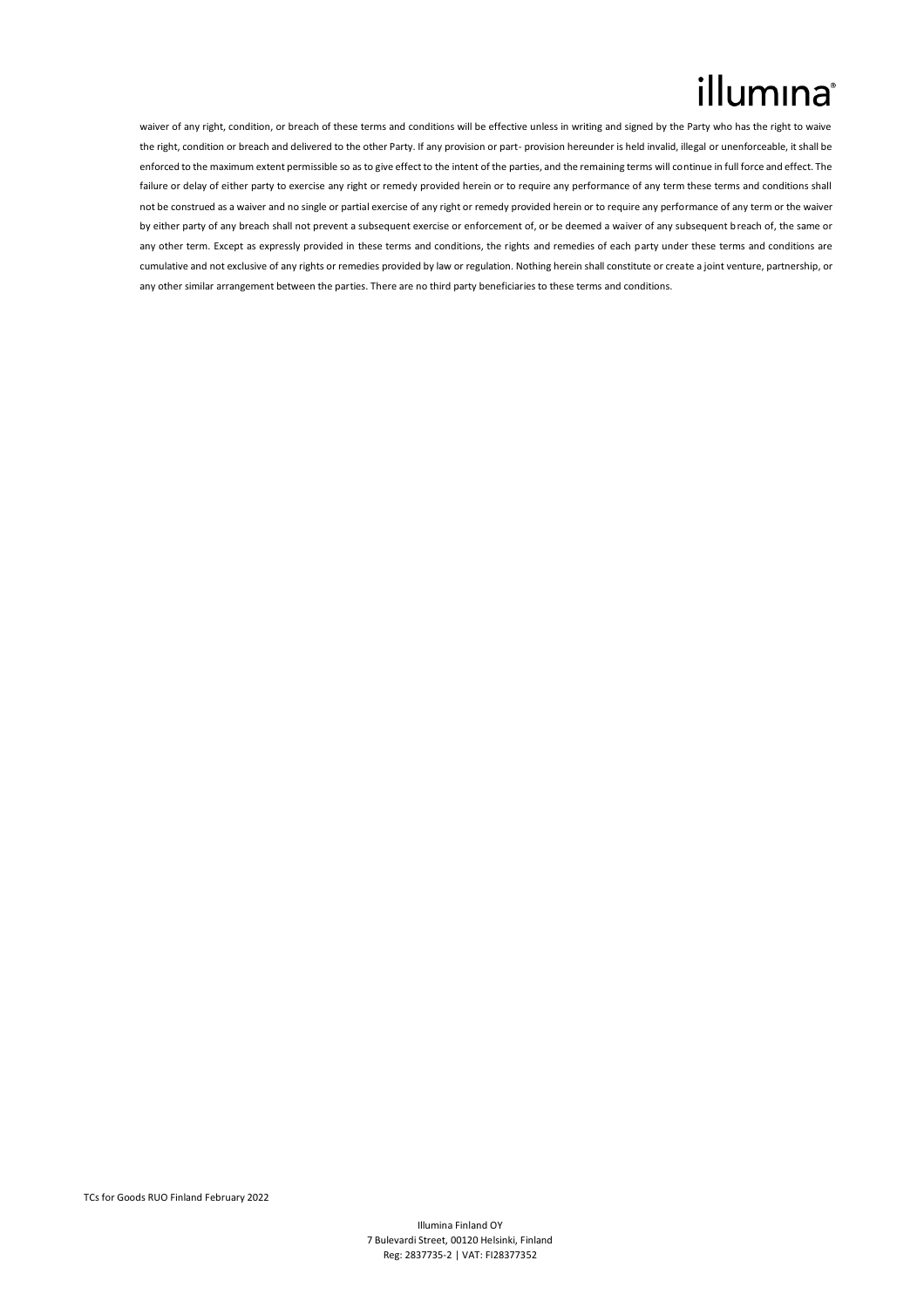waiver of any right, condition, or breach of these terms and conditions will be effective unless in writing and signed by the Party who has the right to waive the right, condition or breach and delivered to the other Party. If any provision or part- provision hereunder is held invalid, illegal or unenforceable, it shall be enforced to the maximum extent permissible so as to give effect to the intent of the parties, and the remaining terms will continue in full force and effect. The failure or delay of either party to exercise any right or remedy provided herein or to require any performance of any term these terms and conditions shall not be construed as a waiver and no single or partial exercise of any right or remedy provided herein or to require any performance of any term or the waiver by either party of any breach shall not prevent a subsequent exercise or enforcement of, or be deemed a waiver of any subsequent breach of, the same or any other term. Except as expressly provided in these terms and conditions, the rights and remedies of each party under these terms and conditions are cumulative and not exclusive of any rights or remedies provided by law or regulation. Nothing herein shall constitute or create a joint venture, partnership, or any other similar arrangement between the parties. There are no third party beneficiaries to these terms and conditions.